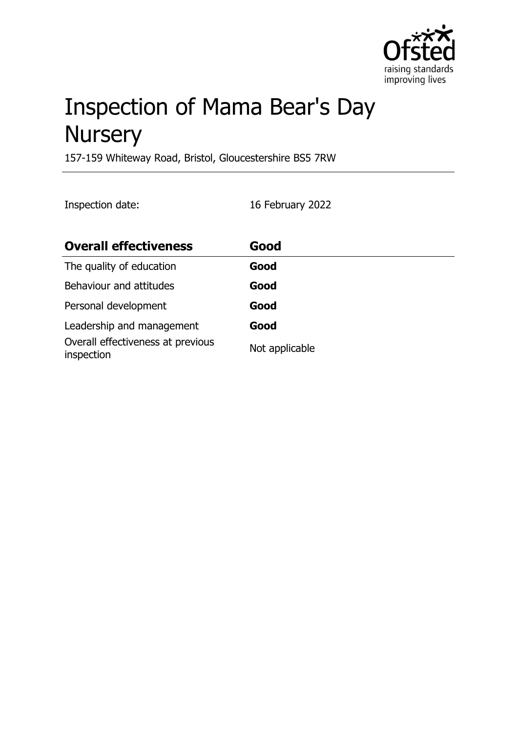# Inspection of Mama Bear's Day Nursery

157-159 Whiteway Road, Bristol, Gloucestershire BS5 7RW

Inspection date: 16 February 2022

| **Overall effectiveness** | **Good** |
|---|---|
| The quality of education | **Good** |
| Behaviour and attitudes | **Good** |
| Personal development | **Good** |
| Leadership and management | **Good** |
| Overall effectiveness at previous inspection | Not applicable |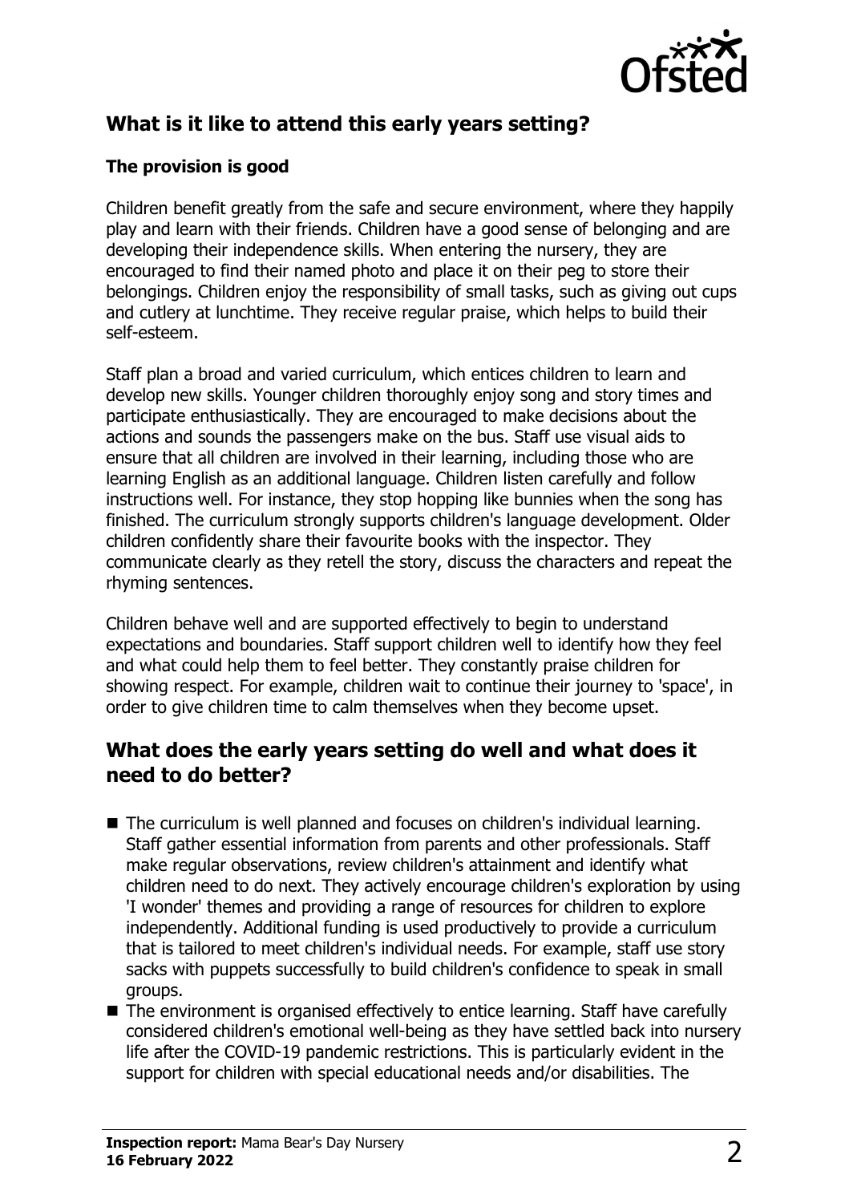## What is it like to attend this early years setting?

### The provision is good

Children benefit greatly from the safe and secure environment, where they happily play and learn with their friends. Children have a good sense of belonging and are developing their independence skills. When entering the nursery, they are encouraged to find their named photo and place it on their peg to store their belongings. Children enjoy the responsibility of small tasks, such as giving out cups and cutlery at lunchtime. They receive regular praise, which helps to build their self-esteem.

Staff plan a broad and varied curriculum, which entices children to learn and develop new skills. Younger children thoroughly enjoy song and story times and participate enthusiastically. They are encouraged to make decisions about the actions and sounds the passengers make on the bus. Staff use visual aids to ensure that all children are involved in their learning, including those who are learning English as an additional language. Children listen carefully and follow instructions well. For instance, they stop hopping like bunnies when the song has finished. The curriculum strongly supports children's language development. Older children confidently share their favourite books with the inspector. They communicate clearly as they retell the story, discuss the characters and repeat the rhyming sentences.

Children behave well and are supported effectively to begin to understand expectations and boundaries. Staff support children well to identify how they feel and what could help them to feel better. They constantly praise children for showing respect. For example, children wait to continue their journey to 'space', in order to give children time to calm themselves when they become upset.

## What does the early years setting do well and what does it need to do better?

- The curriculum is well planned and focuses on children's individual learning. Staff gather essential information from parents and other professionals. Staff make regular observations, review children's attainment and identify what children need to do next. They actively encourage children's exploration by using 'I wonder' themes and providing a range of resources for children to explore independently. Additional funding is used productively to provide a curriculum that is tailored to meet children's individual needs. For example, staff use story sacks with puppets successfully to build children's confidence to speak in small groups.
- The environment is organised effectively to entice learning. Staff have carefully considered children's emotional well-being as they have settled back into nursery life after the COVID-19 pandemic restrictions. This is particularly evident in the support for children with special educational needs and/or disabilities. The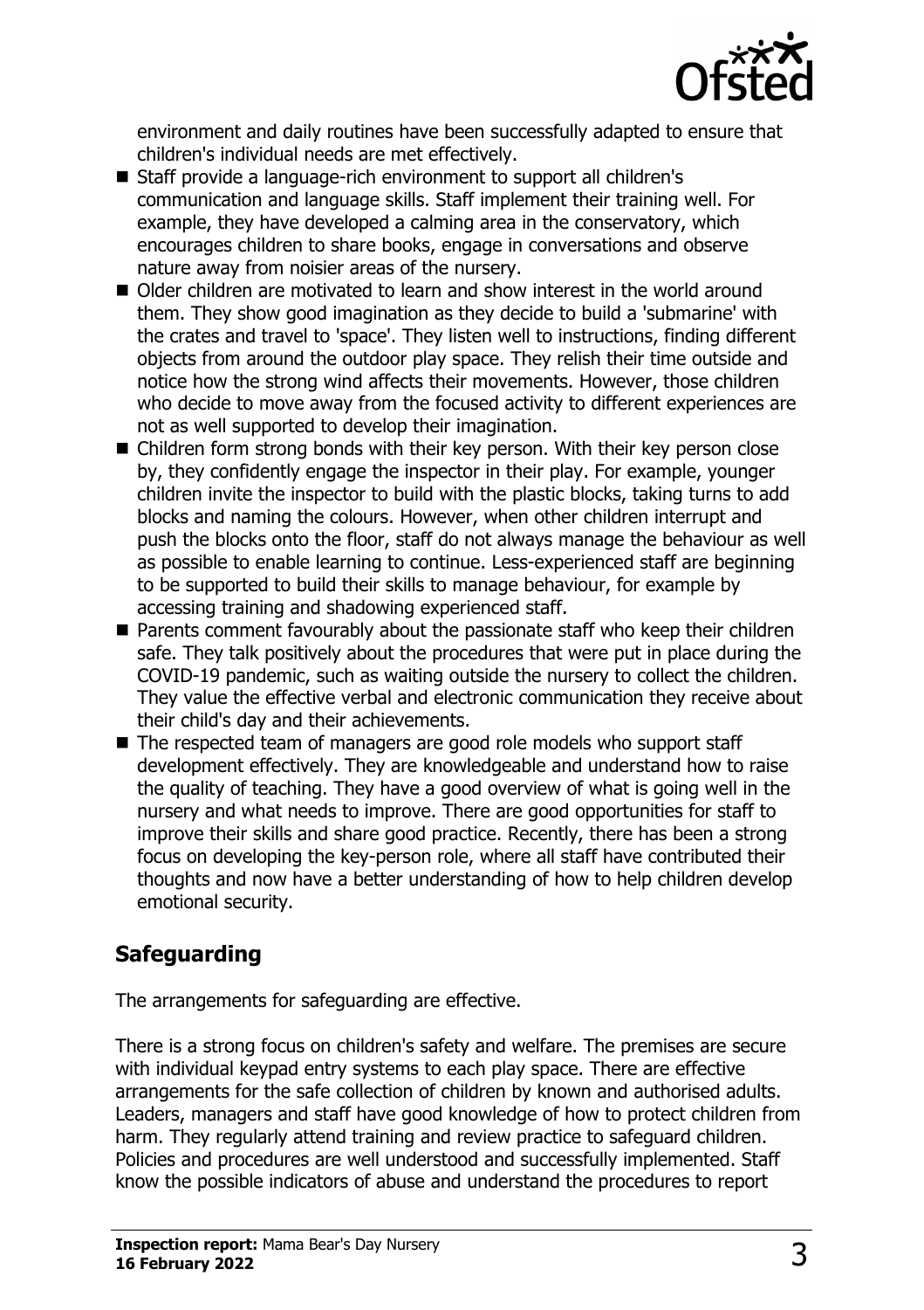environment and daily routines have been successfully adapted to ensure that children's individual needs are met effectively.

- Staff provide a language-rich environment to support all children's communication and language skills. Staff implement their training well. For example, they have developed a calming area in the conservatory, which encourages children to share books, engage in conversations and observe nature away from noisier areas of the nursery.
- Older children are motivated to learn and show interest in the world around them. They show good imagination as they decide to build a 'submarine' with the crates and travel to 'space'. They listen well to instructions, finding different objects from around the outdoor play space. They relish their time outside and notice how the strong wind affects their movements. However, those children who decide to move away from the focused activity to different experiences are not as well supported to develop their imagination.
- Children form strong bonds with their key person. With their key person close by, they confidently engage the inspector in their play. For example, younger children invite the inspector to build with the plastic blocks, taking turns to add blocks and naming the colours. However, when other children interrupt and push the blocks onto the floor, staff do not always manage the behaviour as well as possible to enable learning to continue. Less-experienced staff are beginning to be supported to build their skills to manage behaviour, for example by accessing training and shadowing experienced staff.
- Parents comment favourably about the passionate staff who keep their children safe. They talk positively about the procedures that were put in place during the COVID-19 pandemic, such as waiting outside the nursery to collect the children. They value the effective verbal and electronic communication they receive about their child's day and their achievements.
- The respected team of managers are good role models who support staff development effectively. They are knowledgeable and understand how to raise the quality of teaching. They have a good overview of what is going well in the nursery and what needs to improve. There are good opportunities for staff to improve their skills and share good practice. Recently, there has been a strong focus on developing the key-person role, where all staff have contributed their thoughts and now have a better understanding of how to help children develop emotional security.

## Safeguarding

The arrangements for safeguarding are effective.

There is a strong focus on children's safety and welfare. The premises are secure with individual keypad entry systems to each play space. There are effective arrangements for the safe collection of children by known and authorised adults. Leaders, managers and staff have good knowledge of how to protect children from harm. They regularly attend training and review practice to safeguard children. Policies and procedures are well understood and successfully implemented. Staff know the possible indicators of abuse and understand the procedures to report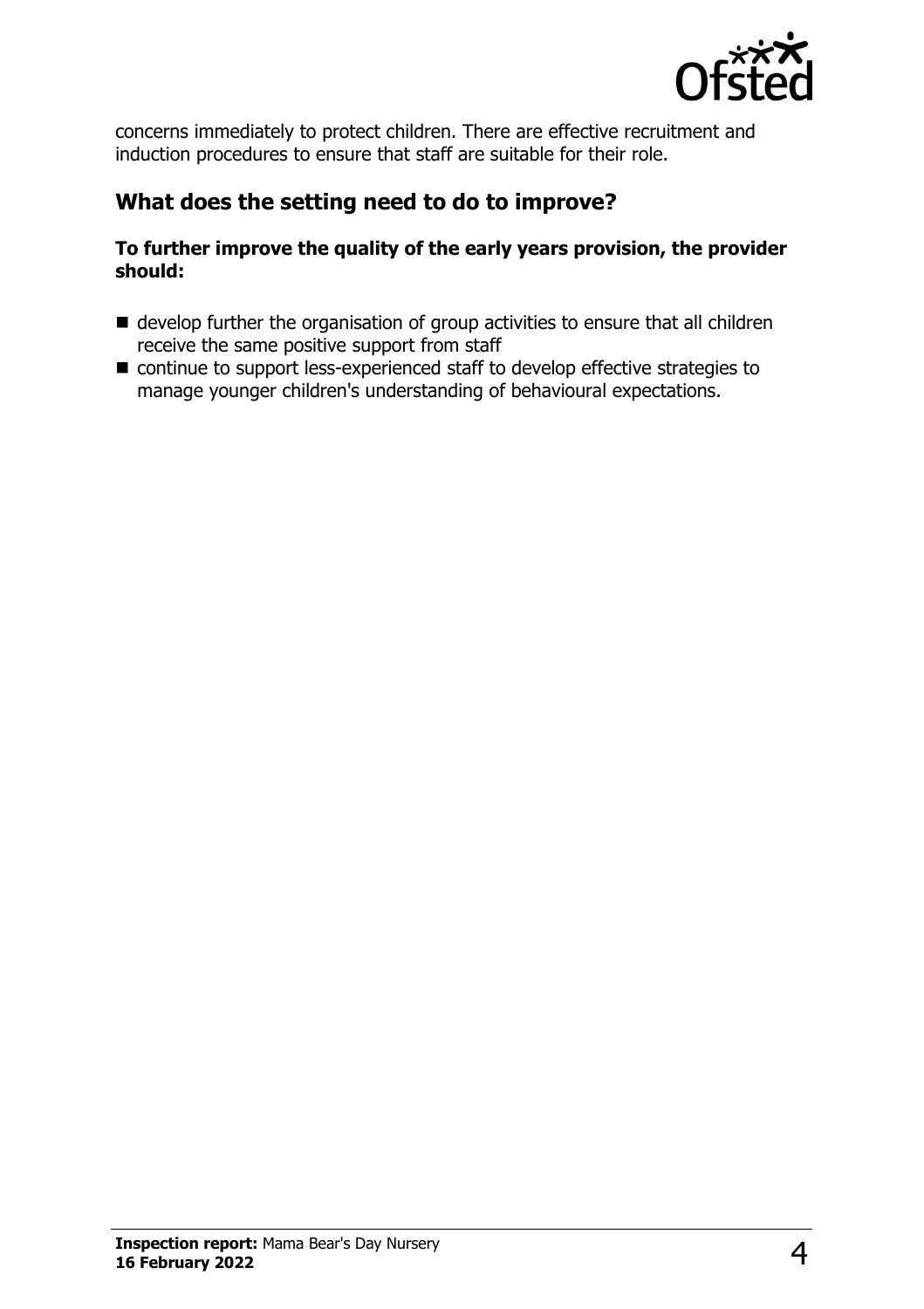concerns immediately to protect children. There are effective recruitment and induction procedures to ensure that staff are suitable for their role.

## What does the setting need to do to improve?

**To further improve the quality of the early years provision, the provider should:**

- develop further the organisation of group activities to ensure that all children receive the same positive support from staff
- continue to support less-experienced staff to develop effective strategies to manage younger children's understanding of behavioural expectations.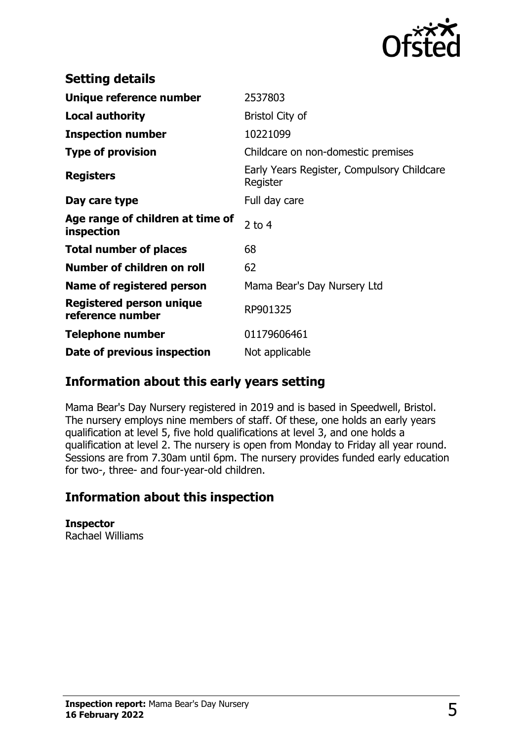## Setting details

| | |
|---|---|
| **Unique reference number** | 2537803 |
| **Local authority** | Bristol City of |
| **Inspection number** | 10221099 |
| **Type of provision** | Childcare on non-domestic premises |
| **Registers** | Early Years Register, Compulsory Childcare Register |
| **Day care type** | Full day care |
| **Age range of children at time of inspection** | 2 to 4 |
| **Total number of places** | 68 |
| **Number of children on roll** | 62 |
| **Name of registered person** | Mama Bear's Day Nursery Ltd |
| **Registered person unique reference number** | RP901325 |
| **Telephone number** | 01179606461 |
| **Date of previous inspection** | Not applicable |

## Information about this early years setting

Mama Bear's Day Nursery registered in 2019 and is based in Speedwell, Bristol. The nursery employs nine members of staff. Of these, one holds an early years qualification at level 5, five hold qualifications at level 3, and one holds a qualification at level 2. The nursery is open from Monday to Friday all year round. Sessions are from 7.30am until 6pm. The nursery provides funded early education for two-, three- and four-year-old children.

## Information about this inspection

**Inspector**
Rachael Williams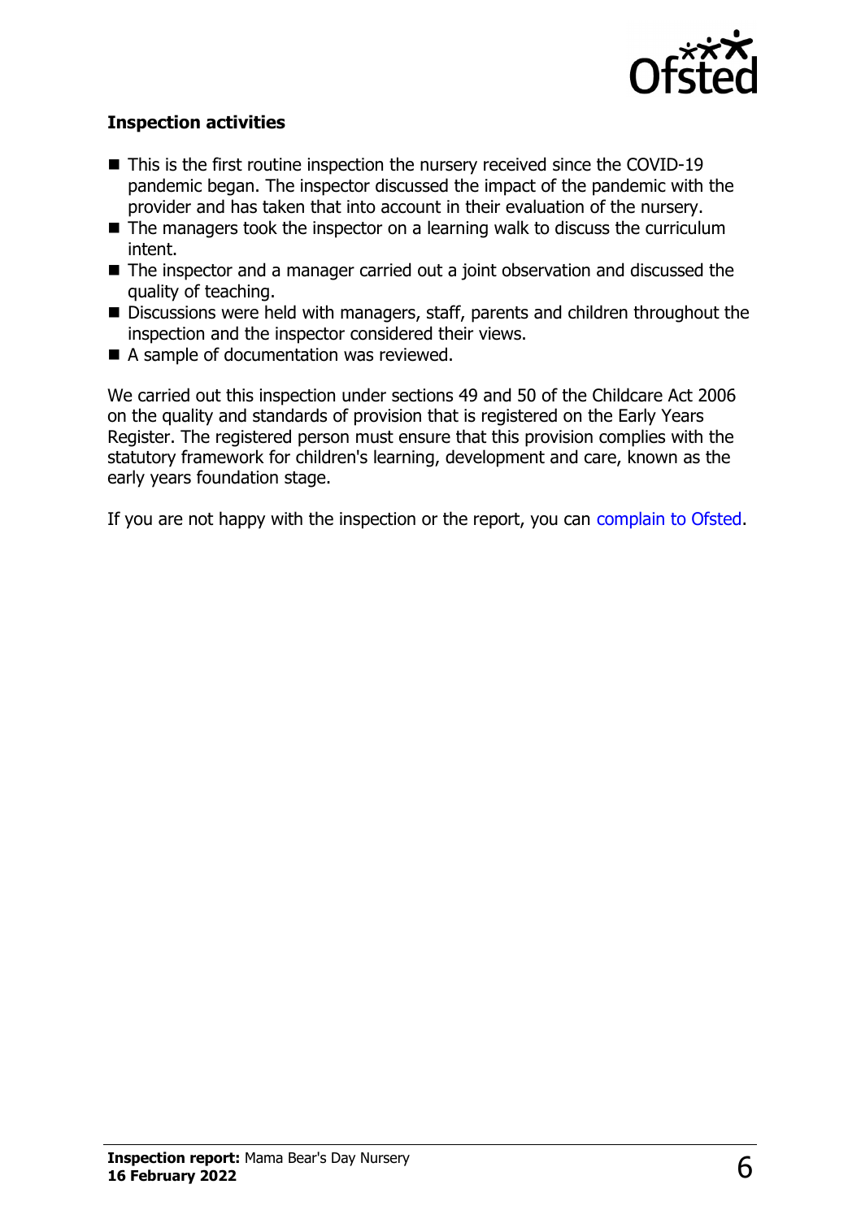### Inspection activities

- This is the first routine inspection the nursery received since the COVID-19 pandemic began. The inspector discussed the impact of the pandemic with the provider and has taken that into account in their evaluation of the nursery.
- The managers took the inspector on a learning walk to discuss the curriculum intent.
- The inspector and a manager carried out a joint observation and discussed the quality of teaching.
- Discussions were held with managers, staff, parents and children throughout the inspection and the inspector considered their views.
- A sample of documentation was reviewed.

We carried out this inspection under sections 49 and 50 of the Childcare Act 2006 on the quality and standards of provision that is registered on the Early Years Register. The registered person must ensure that this provision complies with the statutory framework for children's learning, development and care, known as the early years foundation stage.

If you are not happy with the inspection or the report, you can complain to Ofsted.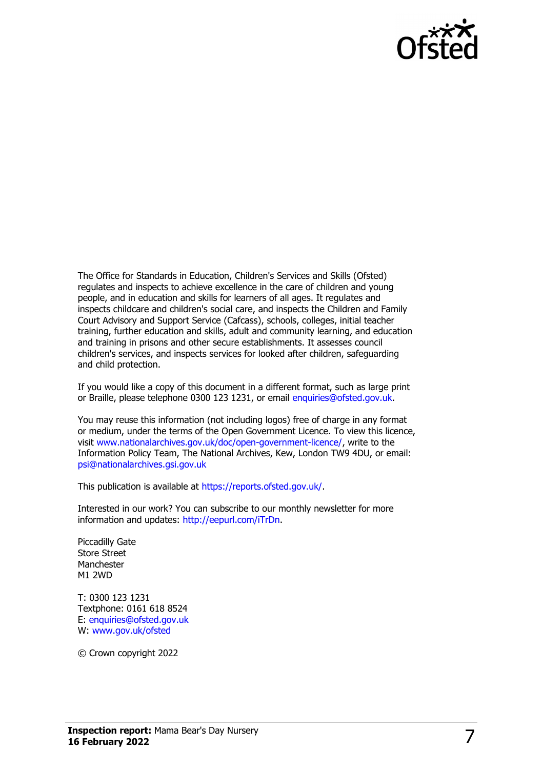The Office for Standards in Education, Children's Services and Skills (Ofsted) regulates and inspects to achieve excellence in the care of children and young people, and in education and skills for learners of all ages. It regulates and inspects childcare and children's social care, and inspects the Children and Family Court Advisory and Support Service (Cafcass), schools, colleges, initial teacher training, further education and skills, adult and community learning, and education and training in prisons and other secure establishments. It assesses council children's services, and inspects services for looked after children, safeguarding and child protection.

If you would like a copy of this document in a different format, such as large print or Braille, please telephone 0300 123 1231, or email enquiries@ofsted.gov.uk.

You may reuse this information (not including logos) free of charge in any format or medium, under the terms of the Open Government Licence. To view this licence, visit www.nationalarchives.gov.uk/doc/open-government-licence/, write to the Information Policy Team, The National Archives, Kew, London TW9 4DU, or email: psi@nationalarchives.gsi.gov.uk

This publication is available at https://reports.ofsted.gov.uk/.

Interested in our work? You can subscribe to our monthly newsletter for more information and updates: http://eepurl.com/iTrDn.

Piccadilly Gate
Store Street
Manchester
M1 2WD

T: 0300 123 1231
Textphone: 0161 618 8524
E: enquiries@ofsted.gov.uk
W: www.gov.uk/ofsted

© Crown copyright 2022